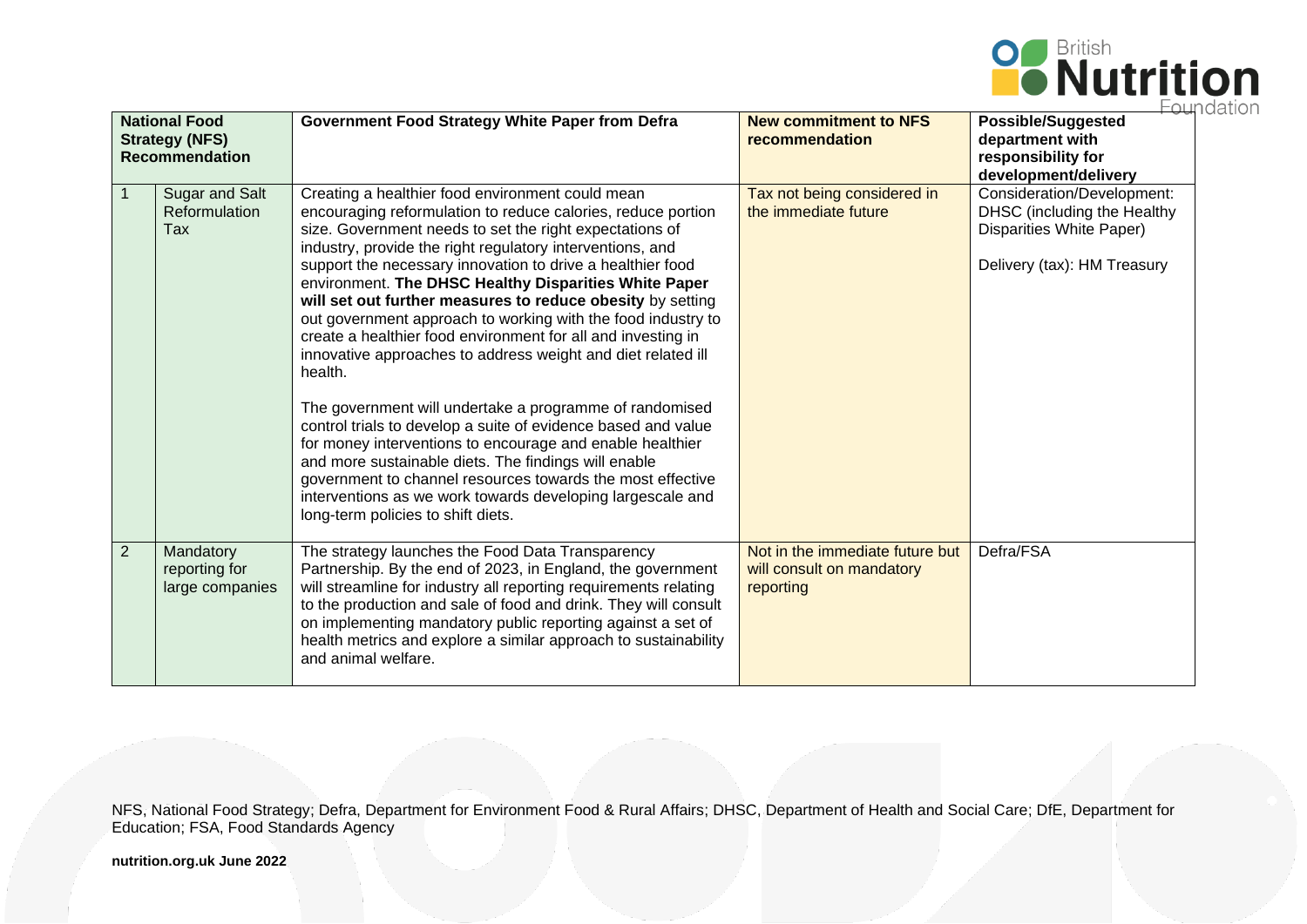| National Food Strategy (NFS) Recommendation | | Government Food Strategy White Paper from Defra | New commitment to NFS recommendation | Possible/Suggested department with responsibility for development/delivery |
|---|---|---|---|---|
| 1 | Sugar and Salt Reformulation Tax | Creating a healthier food environment could mean encouraging reformulation to reduce calories, reduce portion size. Government needs to set the right expectations of industry, provide the right regulatory interventions, and support the necessary innovation to drive a healthier food environment. **The DHSC Healthy Disparities White Paper will set out further measures to reduce obesity** by setting out government approach to working with the food industry to create a healthier food environment for all and investing in innovative approaches to address weight and diet related ill health.<br><br>The government will undertake a programme of randomised control trials to develop a suite of evidence based and value for money interventions to encourage and enable healthier and more sustainable diets. The findings will enable government to channel resources towards the most effective interventions as we work towards developing largescale and long-term policies to shift diets. | Tax not being considered in the immediate future | Consideration/Development: DHSC (including the Healthy Disparities White Paper)<br><br>Delivery (tax): HM Treasury |
| 2 | Mandatory reporting for large companies | The strategy launches the Food Data Transparency Partnership. By the end of 2023, in England, the government will streamline for industry all reporting requirements relating to the production and sale of food and drink. They will consult on implementing mandatory public reporting against a set of health metrics and explore a similar approach to sustainability and animal welfare. | Not in the immediate future but will consult on mandatory reporting | Defra/FSA |

NFS, National Food Strategy; Defra, Department for Environment Food & Rural Affairs; DHSC, Department of Health and Social Care; DfE, Department for Education; FSA, Food Standards Agency

**nutrition.org.uk June 2022**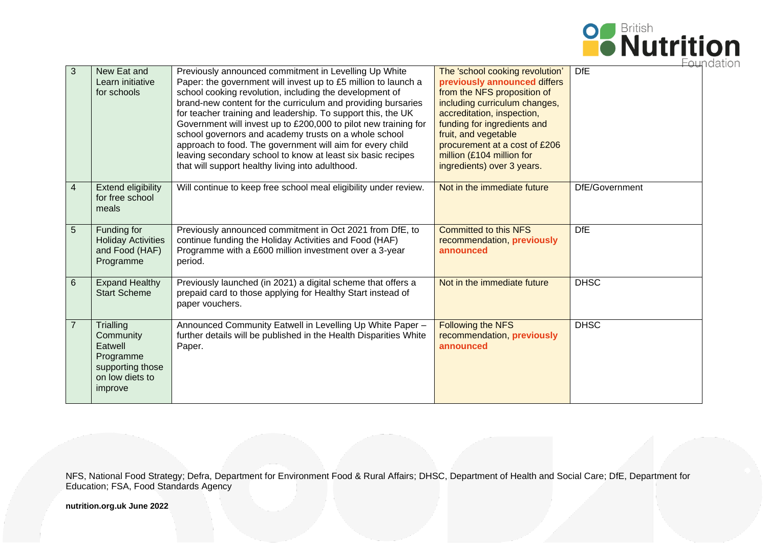| 3 | New Eat and Learn initiative for schools | Previously announced commitment in Levelling Up White Paper: the government will invest up to £5 million to launch a school cooking revolution, including the development of brand-new content for the curriculum and providing bursaries for teacher training and leadership. To support this, the UK Government will invest up to £200,000 to pilot new training for school governors and academy trusts on a whole school approach to food. The government will aim for every child leaving secondary school to know at least six basic recipes that will support healthy living into adulthood. | The 'school cooking revolution' **previously announced** differs from the NFS proposition of including curriculum changes, accreditation, inspection, funding for ingredients and fruit, and vegetable procurement at a cost of £206 million (£104 million for ingredients) over 3 years. | DfE |
|---|---|---|---|---|
| 4 | Extend eligibility for free school meals | Will continue to keep free school meal eligibility under review. | Not in the immediate future | DfE/Government |
| 5 | Funding for Holiday Activities and Food (HAF) Programme | Previously announced commitment in Oct 2021 from DfE, to continue funding the Holiday Activities and Food (HAF) Programme with a £600 million investment over a 3-year period. | Committed to this NFS recommendation, **previously announced** | DfE |
| 6 | Expand Healthy Start Scheme | Previously launched (in 2021) a digital scheme that offers a prepaid card to those applying for Healthy Start instead of paper vouchers. | Not in the immediate future | DHSC |
| 7 | Trialling Community Eatwell Programme supporting those on low diets to improve | Announced Community Eatwell in Levelling Up White Paper – further details will be published in the Health Disparities White Paper. | Following the NFS recommendation, **previously announced** | DHSC |

NFS, National Food Strategy; Defra, Department for Environment Food & Rural Affairs; DHSC, Department of Health and Social Care; DfE, Department for Education; FSA, Food Standards Agency

**nutrition.org.uk June 2022**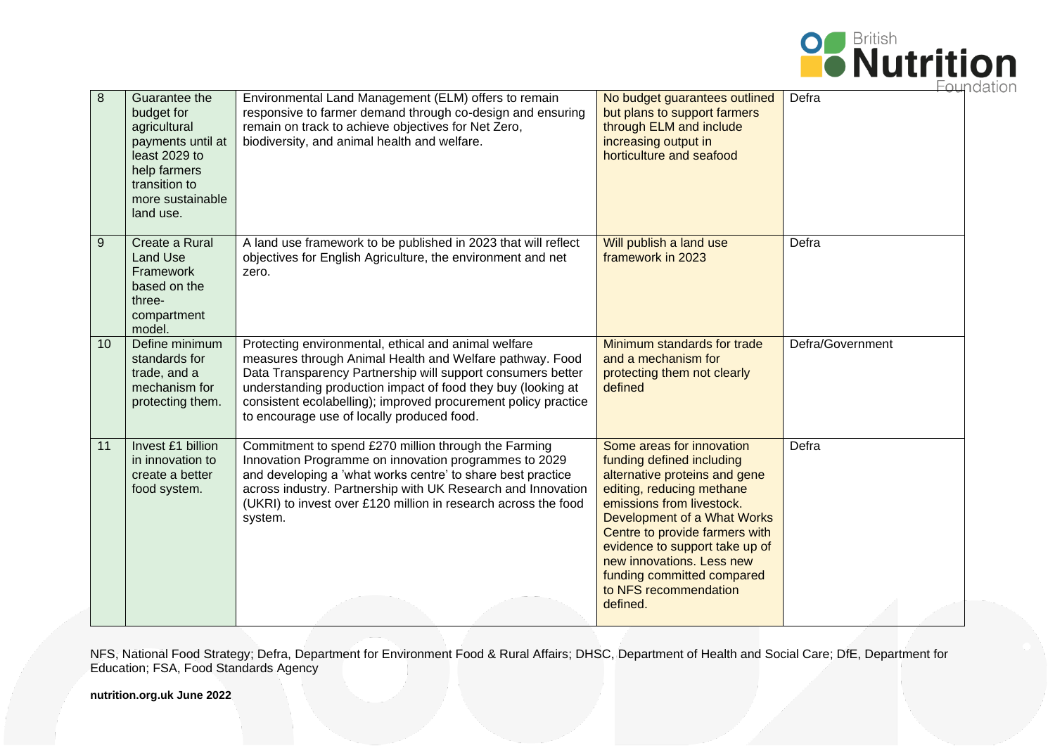| | | | | |
|---|---|---|---|---|
| 8 | Guarantee the budget for agricultural payments until at least 2029 to help farmers transition to more sustainable land use. | Environmental Land Management (ELM) offers to remain responsive to farmer demand through co-design and ensuring remain on track to achieve objectives for Net Zero, biodiversity, and animal health and welfare. | No budget guarantees outlined but plans to support farmers through ELM and include increasing output in horticulture and seafood | Defra |
| 9 | Create a Rural Land Use Framework based on the three-compartment model. | A land use framework to be published in 2023 that will reflect objectives for English Agriculture, the environment and net zero. | Will publish a land use framework in 2023 | Defra |
| 10 | Define minimum standards for trade, and a mechanism for protecting them. | Protecting environmental, ethical and animal welfare measures through Animal Health and Welfare pathway. Food Data Transparency Partnership will support consumers better understanding production impact of food they buy (looking at consistent ecolabelling); improved procurement policy practice to encourage use of locally produced food. | Minimum standards for trade and a mechanism for protecting them not clearly defined | Defra/Government |
| 11 | Invest £1 billion in innovation to create a better food system. | Commitment to spend £270 million through the Farming Innovation Programme on innovation programmes to 2029 and developing a 'what works centre' to share best practice across industry. Partnership with UK Research and Innovation (UKRI) to invest over £120 million in research across the food system. | Some areas for innovation funding defined including alternative proteins and gene editing, reducing methane emissions from livestock. Development of a What Works Centre to provide farmers with evidence to support take up of new innovations. Less new funding committed compared to NFS recommendation defined. | Defra |

NFS, National Food Strategy; Defra, Department for Environment Food & Rural Affairs; DHSC, Department of Health and Social Care; DfE, Department for Education; FSA, Food Standards Agency

**nutrition.org.uk June 2022**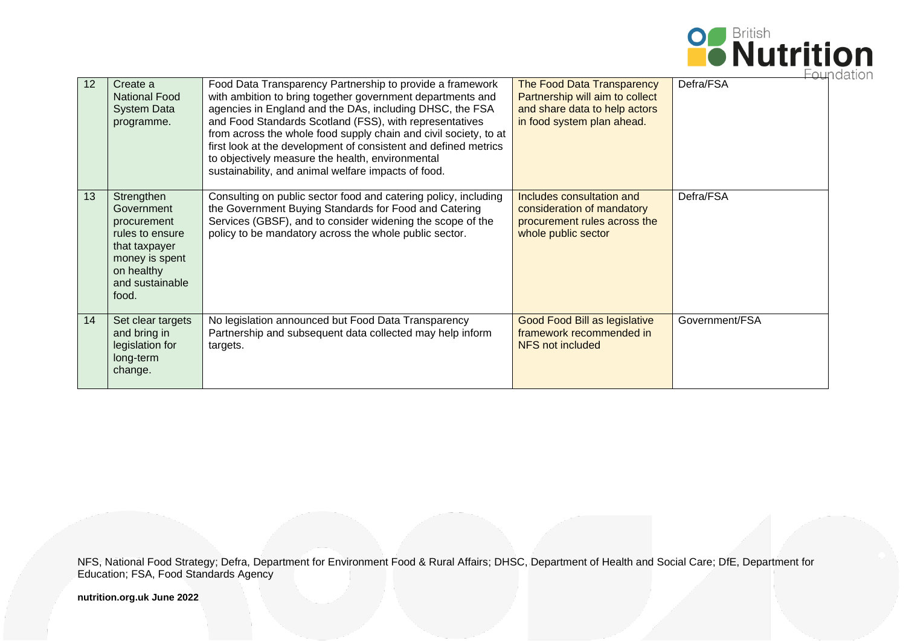| | | | | |
|---|---|---|---|---|
| 12 | Create a National Food System Data programme. | Food Data Transparency Partnership to provide a framework with ambition to bring together government departments and agencies in England and the DAs, including DHSC, the FSA and Food Standards Scotland (FSS), with representatives from across the whole food supply chain and civil society, to at first look at the development of consistent and defined metrics to objectively measure the health, environmental sustainability, and animal welfare impacts of food. | The Food Data Transparency Partnership will aim to collect and share data to help actors in food system plan ahead. | Defra/FSA |
| 13 | Strengthen Government procurement rules to ensure that taxpayer money is spent on healthy and sustainable food. | Consulting on public sector food and catering policy, including the Government Buying Standards for Food and Catering Services (GBSF), and to consider widening the scope of the policy to be mandatory across the whole public sector. | Includes consultation and consideration of mandatory procurement rules across the whole public sector | Defra/FSA |
| 14 | Set clear targets and bring in legislation for long-term change. | No legislation announced but Food Data Transparency Partnership and subsequent data collected may help inform targets. | Good Food Bill as legislative framework recommended in NFS not included | Government/FSA |

NFS, National Food Strategy; Defra, Department for Environment Food & Rural Affairs; DHSC, Department of Health and Social Care; DfE, Department for Education; FSA, Food Standards Agency

**nutrition.org.uk June 2022**